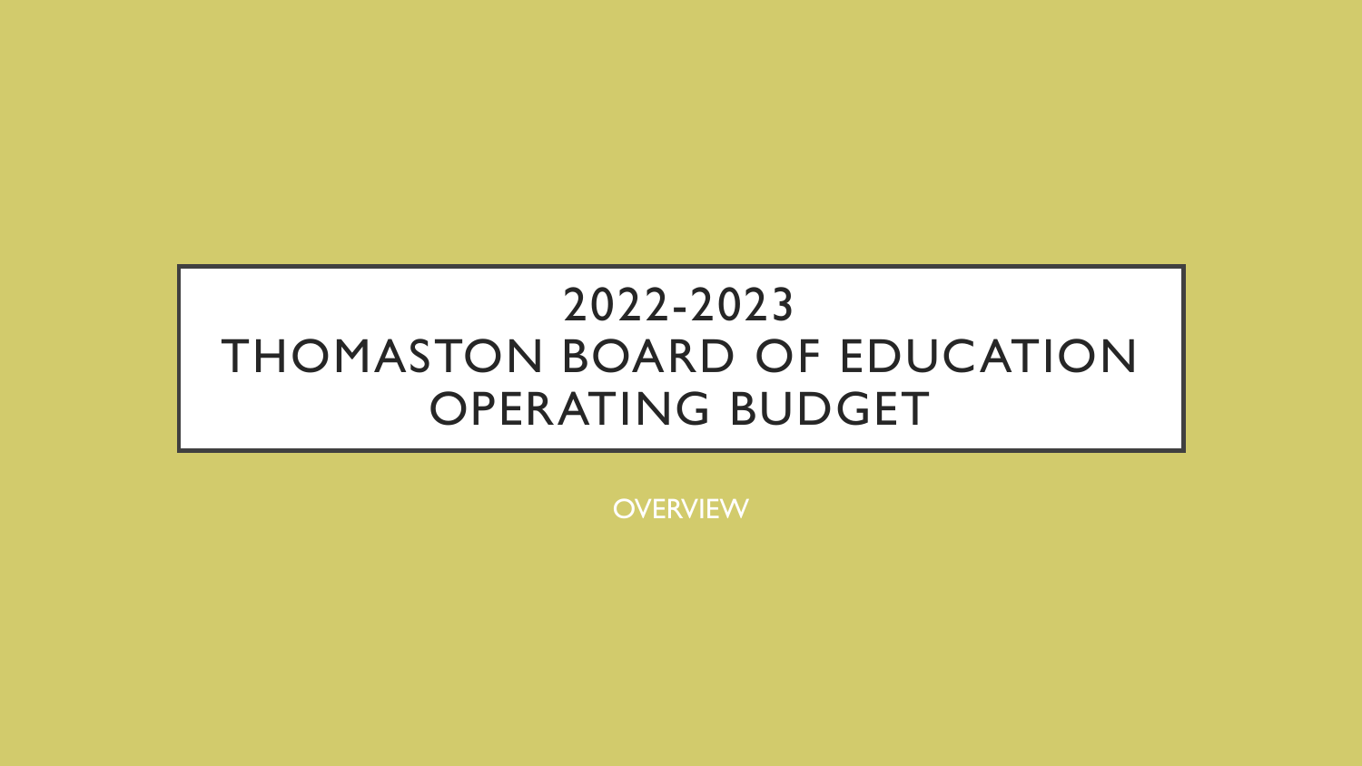# 2022-2023 THOMASTON BOARD OF EDUCATION OPERATING BUDGET

OVERVIEW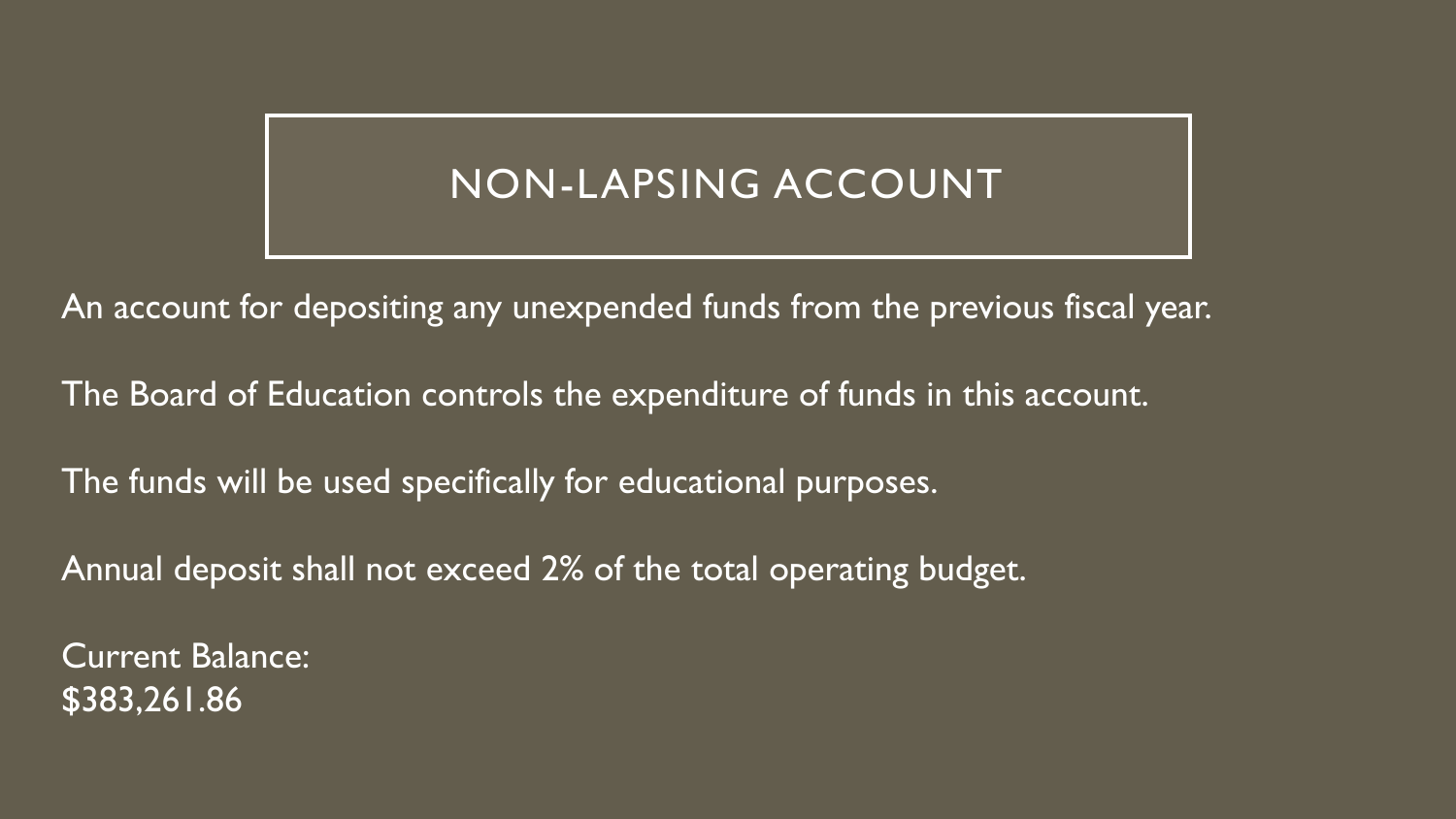# NON-LAPSING ACCOUNT

An account for depositing any unexpended funds from the previous fiscal year.

The Board of Education controls the expenditure of funds in this account.

The funds will be used specifically for educational purposes.

Annual deposit shall not exceed 2% of the total operating budget.

Current Balance:
$383,261.86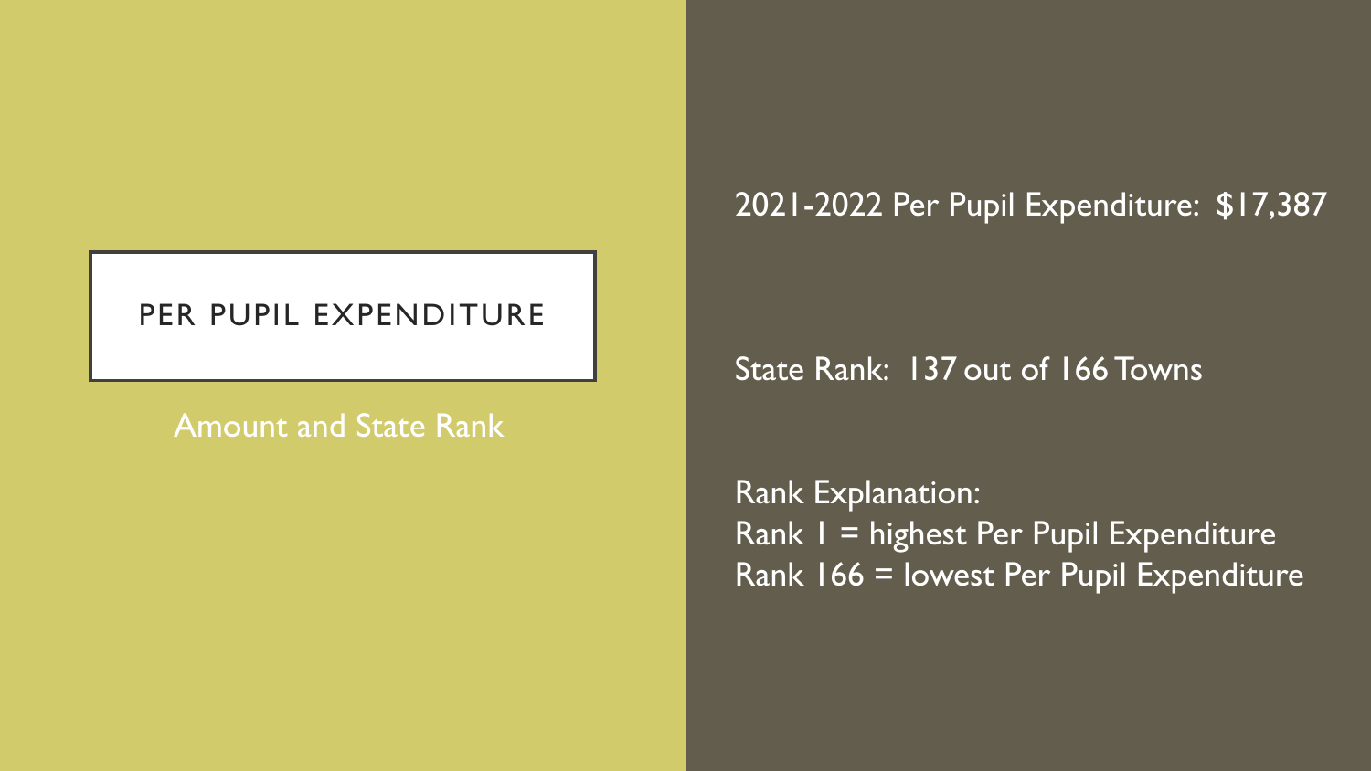# PER PUPIL EXPENDITURE

Amount and State Rank

2021-2022 Per Pupil Expenditure: $17,387

State Rank: 137 out of 166 Towns

Rank Explanation:
Rank 1 = highest Per Pupil Expenditure
Rank 166 = lowest Per Pupil Expenditure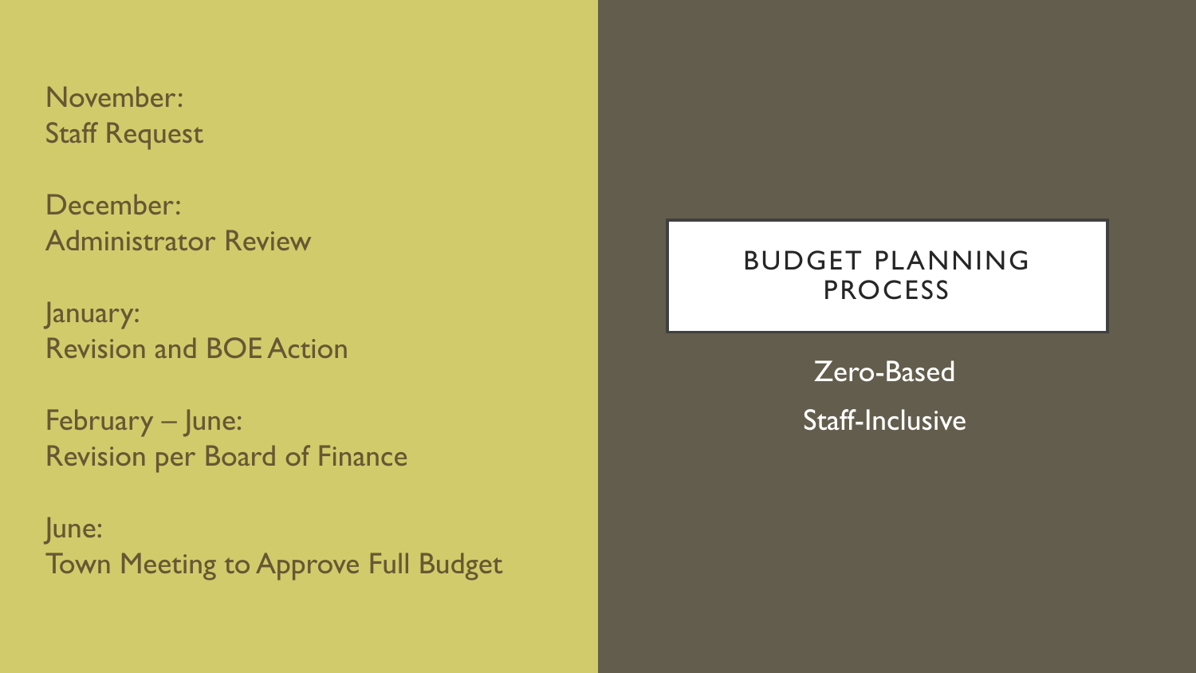# BUDGET PLANNING PROCESS

Zero-Based

Staff-Inclusive

November:
Staff Request

December:
Administrator Review

January:
Revision and BOE Action

February – June:
Revision per Board of Finance

June:
Town Meeting to Approve Full Budget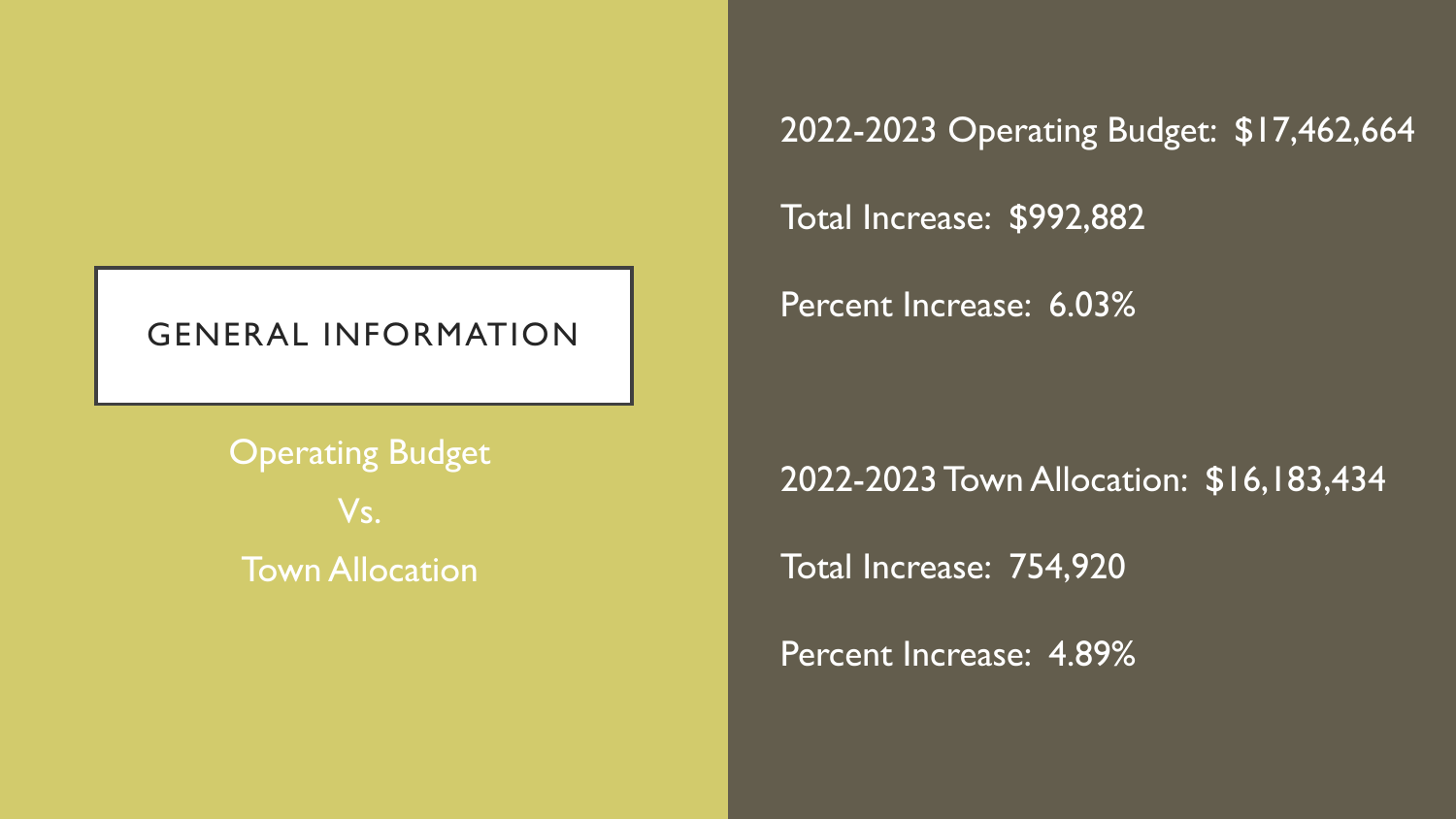## GENERAL INFORMATION

Operating Budget

Vs.

Town Allocation

2022-2023 Operating Budget: $17,462,664

Total Increase: $992,882

Percent Increase: 6.03%

2022-2023 Town Allocation: $16,183,434

Total Increase: 754,920

Percent Increase: 4.89%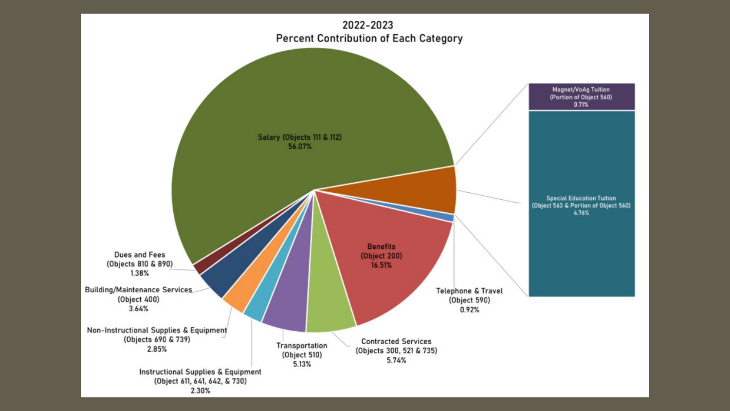## 2022-2023
## Percent Contribution of Each Category

- Salary (Objects 111 & 112) 56.07%
- Benefits (Object 200) 16.51%
- Telephone & Travel (Object 590) 0.92%
- Contracted Services (Objects 300, 521 & 735) 5.74%
- Transportation (Object 510) 5.13%
- Instructional Supplies & Equipment (Object 611, 641, 642, & 730) 2.30%
- Non-Instructional Supplies & Equipment (Objects 690 & 739) 2.85%
- Building/Maintenance Services (Object 400) 3.64%
- Dues and Fees (Objects 810 & 890) 1.38%
- Magnet/VoAg Tuition (Portion of Object 560) 0.71%
- Special Education Tuition (Object 563 & Portion of Object 560) 4.76%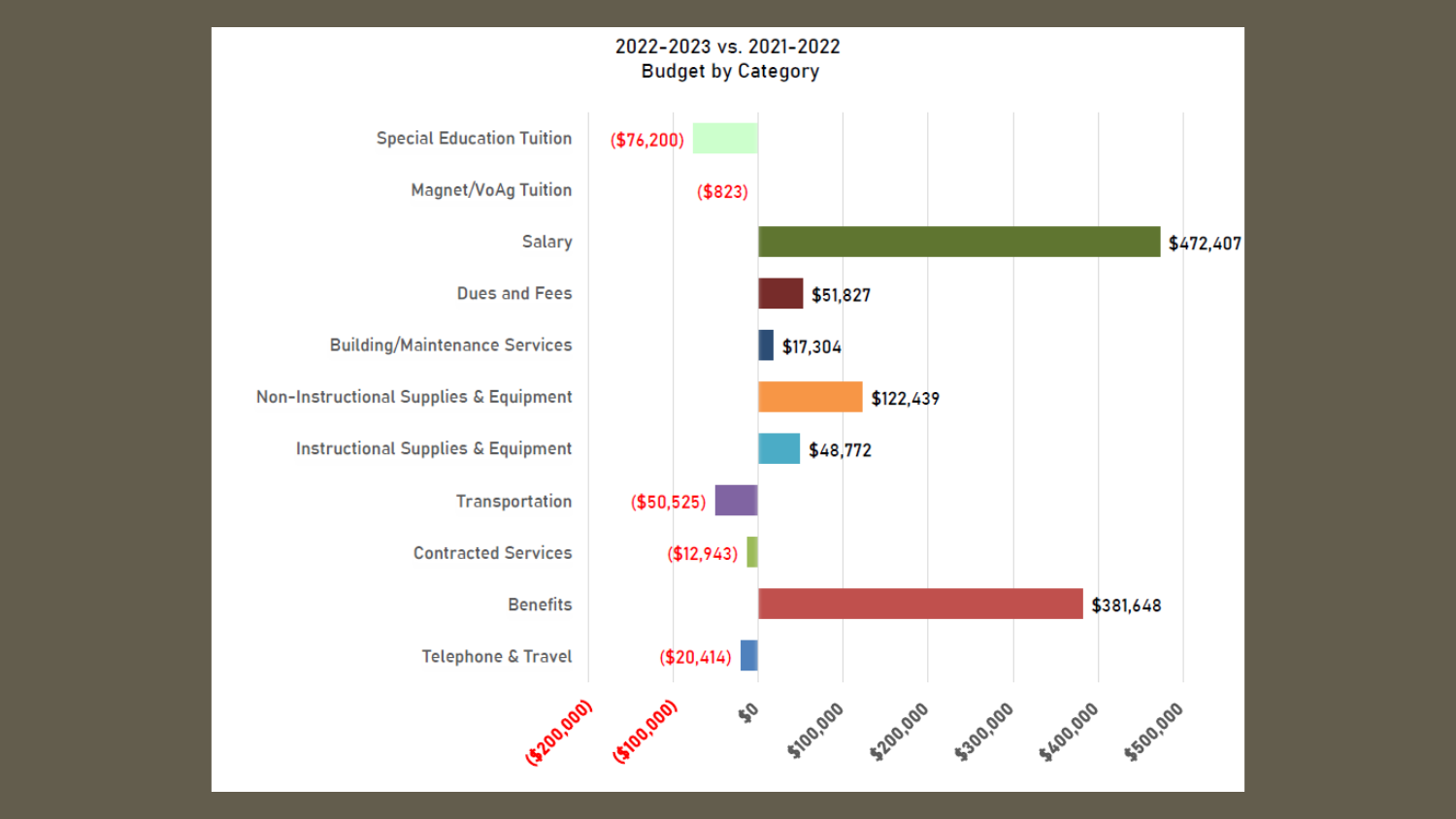## 2022-2023 vs. 2021-2022 Budget by Category

| Category | Change |
|---|---|
| Special Education Tuition | ($76,200) |
| Magnet/VoAg Tuition | ($823) |
| Salary | $472,407 |
| Dues and Fees | $51,827 |
| Building/Maintenance Services | $17,304 |
| Non-Instructional Supplies & Equipment | $122,439 |
| Instructional Supplies & Equipment | $48,772 |
| Transportation | ($50,525) |
| Contracted Services | ($12,943) |
| Benefits | $381,648 |
| Telephone & Travel | ($20,414) |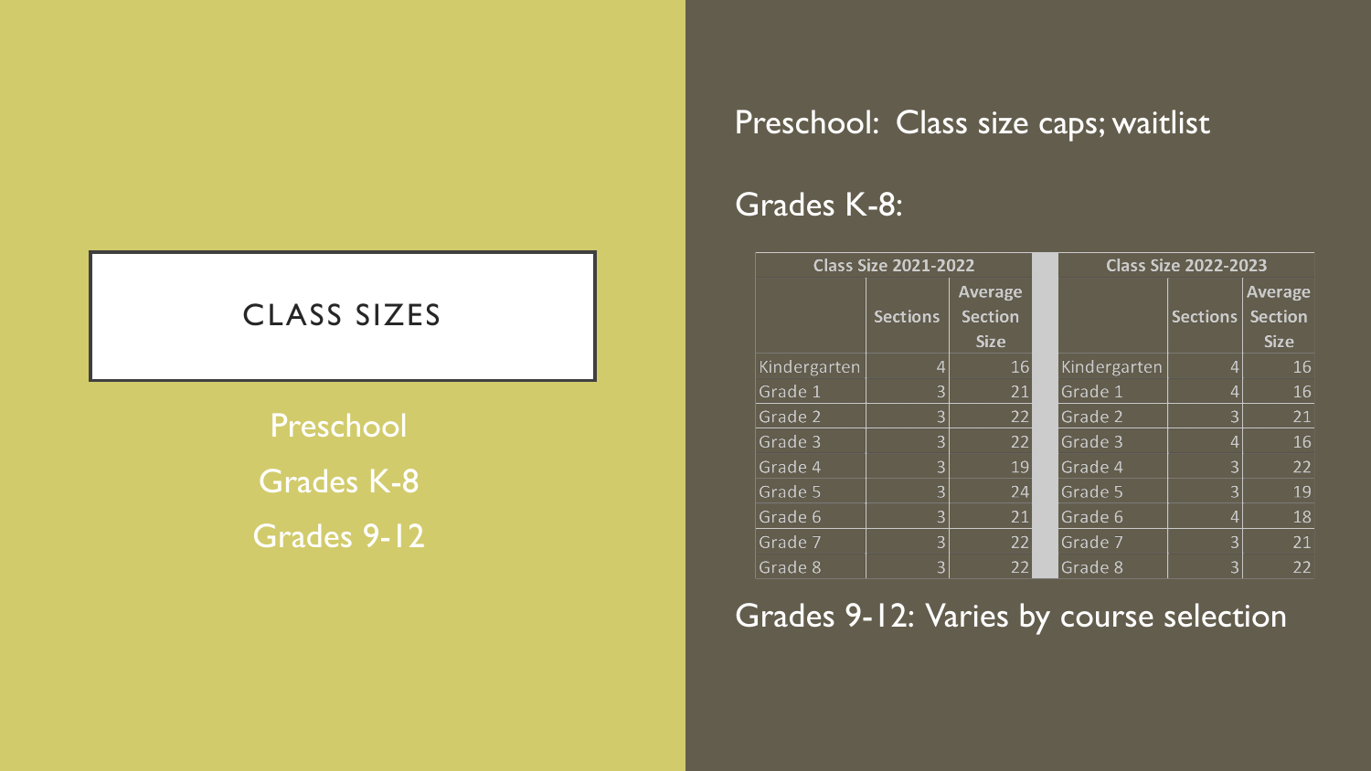# CLASS SIZES

- Preschool
- Grades K-8
- Grades 9-12

Preschool: Class size caps; waitlist

Grades K-8:

| Class Size 2021-2022 | | | | Class Size 2022-2023 | | |
|---|---|---|---|---|---|---|
| | Sections | Average Section Size | | | Sections | Average Section Size |
| Kindergarten | 4 | 16 | | Kindergarten | 4 | 16 |
| Grade 1 | 3 | 21 | | Grade 1 | 4 | 16 |
| Grade 2 | 3 | 22 | | Grade 2 | 3 | 21 |
| Grade 3 | 3 | 22 | | Grade 3 | 4 | 16 |
| Grade 4 | 3 | 19 | | Grade 4 | 3 | 22 |
| Grade 5 | 3 | 24 | | Grade 5 | 3 | 19 |
| Grade 6 | 3 | 21 | | Grade 6 | 4 | 18 |
| Grade 7 | 3 | 22 | | Grade 7 | 3 | 21 |
| Grade 8 | 3 | 22 | | Grade 8 | 3 | 22 |

Grades 9-12: Varies by course selection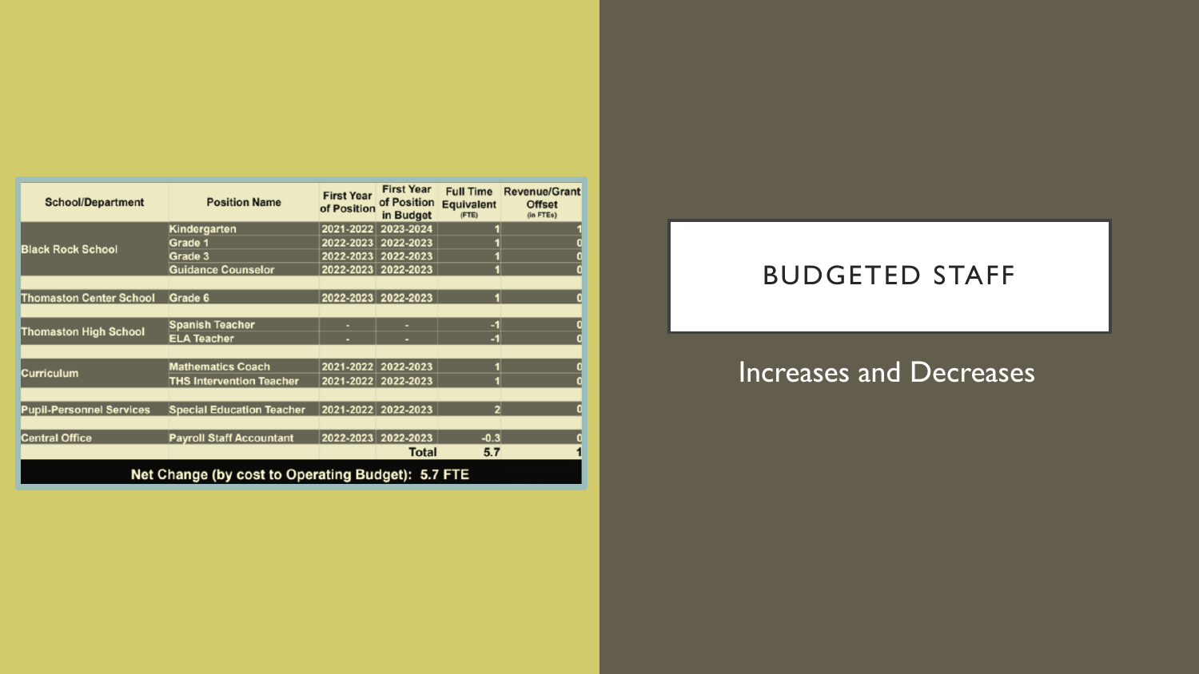# BUDGETED STAFF

Increases and Decreases

| School/Department | Position Name | First Year of Position | First Year of Position in Budget | Full Time Equivalent (FTE) | Revenue/Grant Offset (in FTEs) |
|---|---|---|---|---|---|
| Black Rock School | Kindergarten | 2021-2022 | 2023-2024 | 1 | 1 |
| | Grade 1 | 2022-2023 | 2022-2023 | 1 | 0 |
| | Grade 3 | 2022-2023 | 2022-2023 | 1 | 0 |
| | Guidance Counselor | 2022-2023 | 2022-2023 | 1 | 0 |
| | | | | | |
| Thomaston Center School | Grade 6 | 2022-2023 | 2022-2023 | 1 | 0 |
| | | | | | |
| Thomaston High School | Spanish Teacher | - | - | -1 | 0 |
| | ELA Teacher | - | - | -1 | 0 |
| | | | | | |
| Curriculum | Mathematics Coach | 2021-2022 | 2022-2023 | 1 | 0 |
| | THS Intervention Teacher | 2021-2022 | 2022-2023 | 1 | 0 |
| | | | | | |
| Pupil-Personnel Services | Special Education Teacher | 2021-2022 | 2022-2023 | 2 | 0 |
| | | | | | |
| Central Office | Payroll Staff Accountant | 2022-2023 | 2022-2023 | -0.3 | 0 |
| | | | Total | 5.7 | 1 |

**Net Change (by cost to Operating Budget): 5.7 FTE**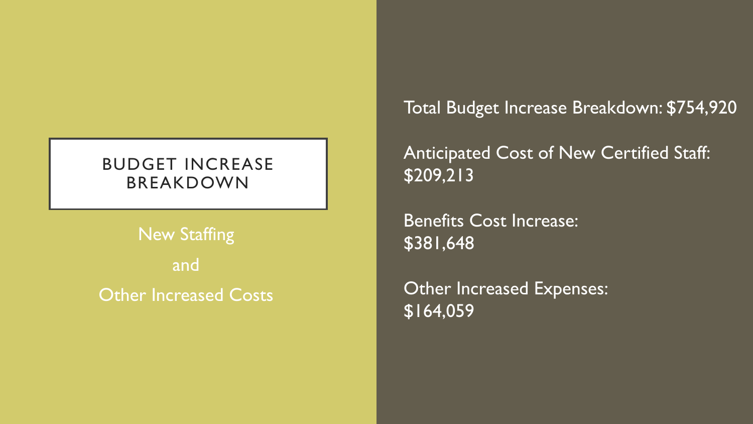# BUDGET INCREASE BREAKDOWN

New Staffing

and

Other Increased Costs

Total Budget Increase Breakdown: $754,920

Anticipated Cost of New Certified Staff: $209,213

Benefits Cost Increase: $381,648

Other Increased Expenses: $164,059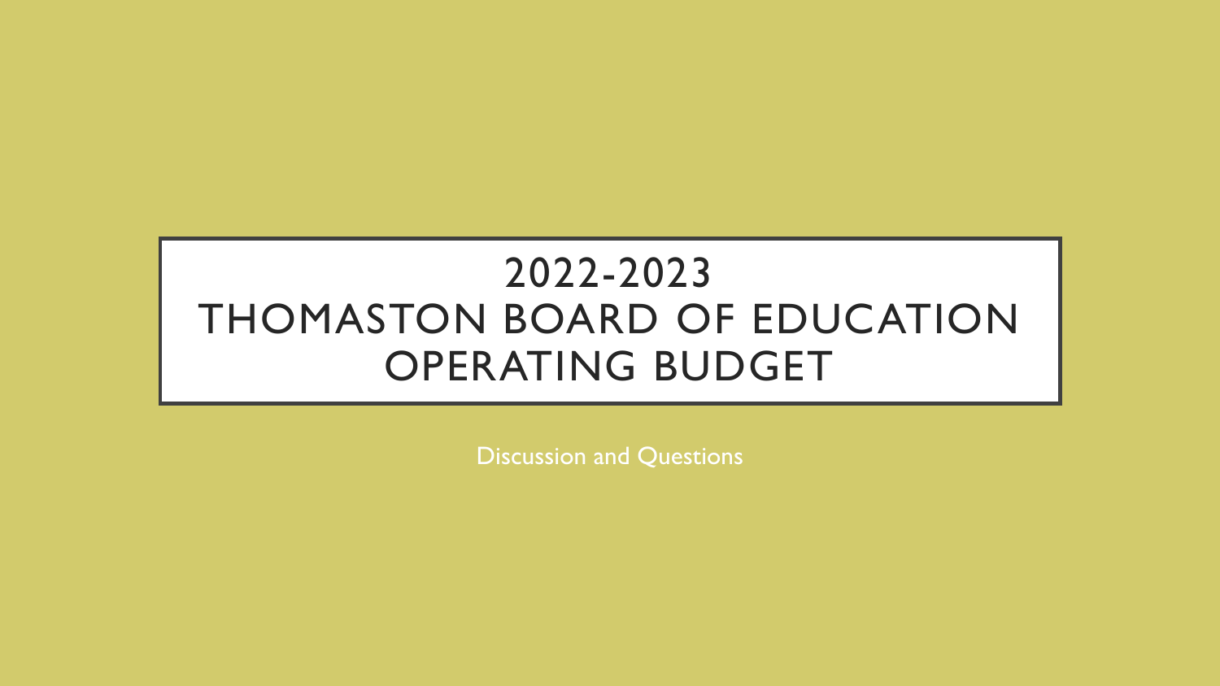# 2022-2023 THOMASTON BOARD OF EDUCATION OPERATING BUDGET

Discussion and Questions